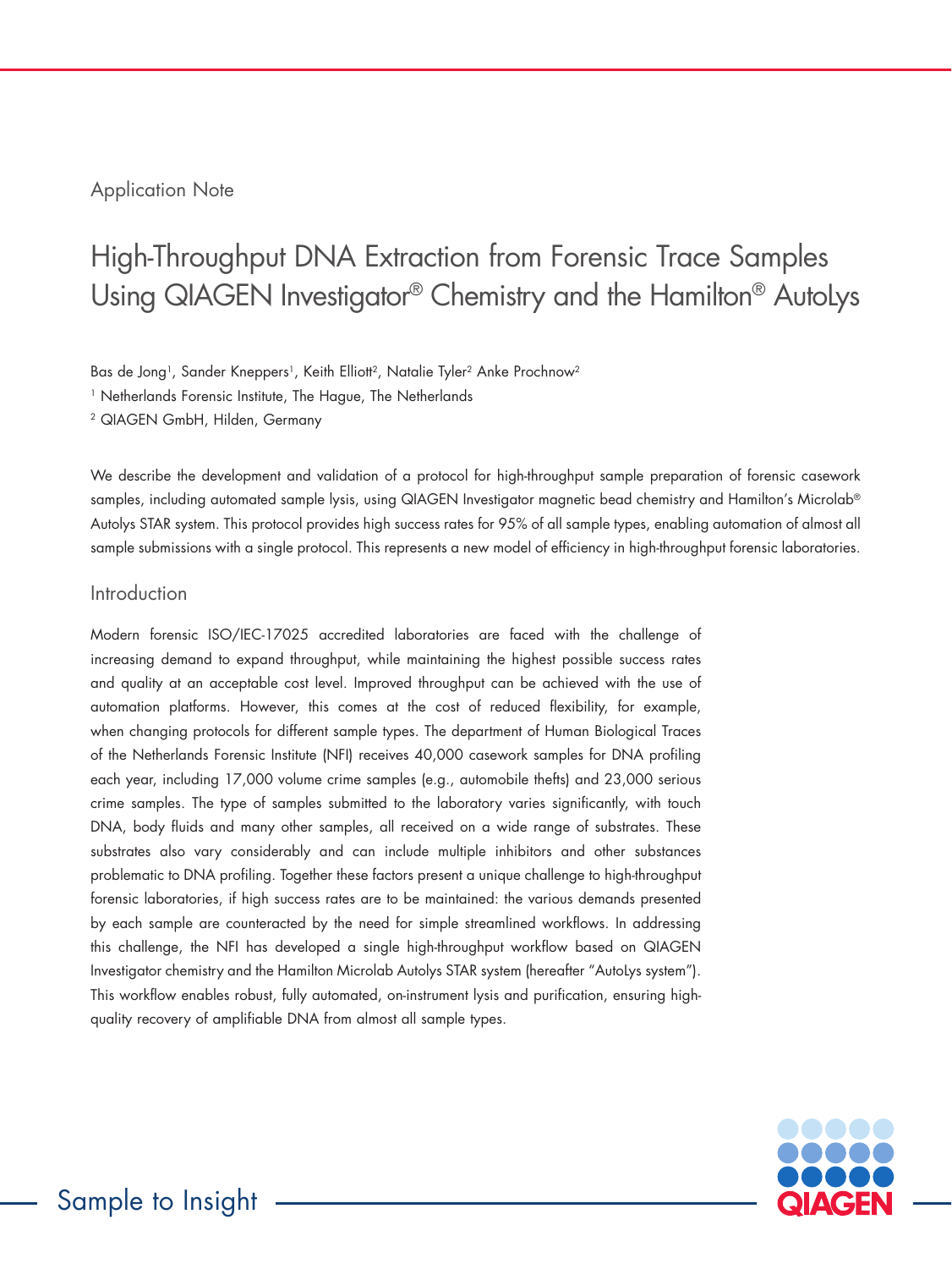Application Note

# High-Throughput DNA Extraction from Forensic Trace Samples Using QIAGEN Investigator® Chemistry and the Hamilton® AutoLys

Bas de Jong[1], Sander Kneppers[1], Keith Elliott[2], Natalie Tyler[2] Anke Prochnow[2]

[1] Netherlands Forensic Institute, The Hague, The Netherlands

[2] QIAGEN GmbH, Hilden, Germany

We describe the development and validation of a protocol for high-throughput sample preparation of forensic casework samples, including automated sample lysis, using QIAGEN Investigator magnetic bead chemistry and Hamilton's Microlab® Autolys STAR system. This protocol provides high success rates for 95% of all sample types, enabling automation of almost all sample submissions with a single protocol. This represents a new model of efficiency in high-throughput forensic laboratories.

## Introduction

Modern forensic ISO/IEC-17025 accredited laboratories are faced with the challenge of increasing demand to expand throughput, while maintaining the highest possible success rates and quality at an acceptable cost level. Improved throughput can be achieved with the use of automation platforms. However, this comes at the cost of reduced flexibility, for example, when changing protocols for different sample types. The department of Human Biological Traces of the Netherlands Forensic Institute (NFI) receives 40,000 casework samples for DNA profiling each year, including 17,000 volume crime samples (e.g., automobile thefts) and 23,000 serious crime samples. The type of samples submitted to the laboratory varies significantly, with touch DNA, body fluids and many other samples, all received on a wide range of substrates. These substrates also vary considerably and can include multiple inhibitors and other substances problematic to DNA profiling. Together these factors present a unique challenge to high-throughput forensic laboratories, if high success rates are to be maintained: the various demands presented by each sample are counteracted by the need for simple streamlined workflows. In addressing this challenge, the NFI has developed a single high-throughput workflow based on QIAGEN Investigator chemistry and the Hamilton Microlab Autolys STAR system (hereafter "AutoLys system"). This workflow enables robust, fully automated, on-instrument lysis and purification, ensuring high-quality recovery of amplifiable DNA from almost all sample types.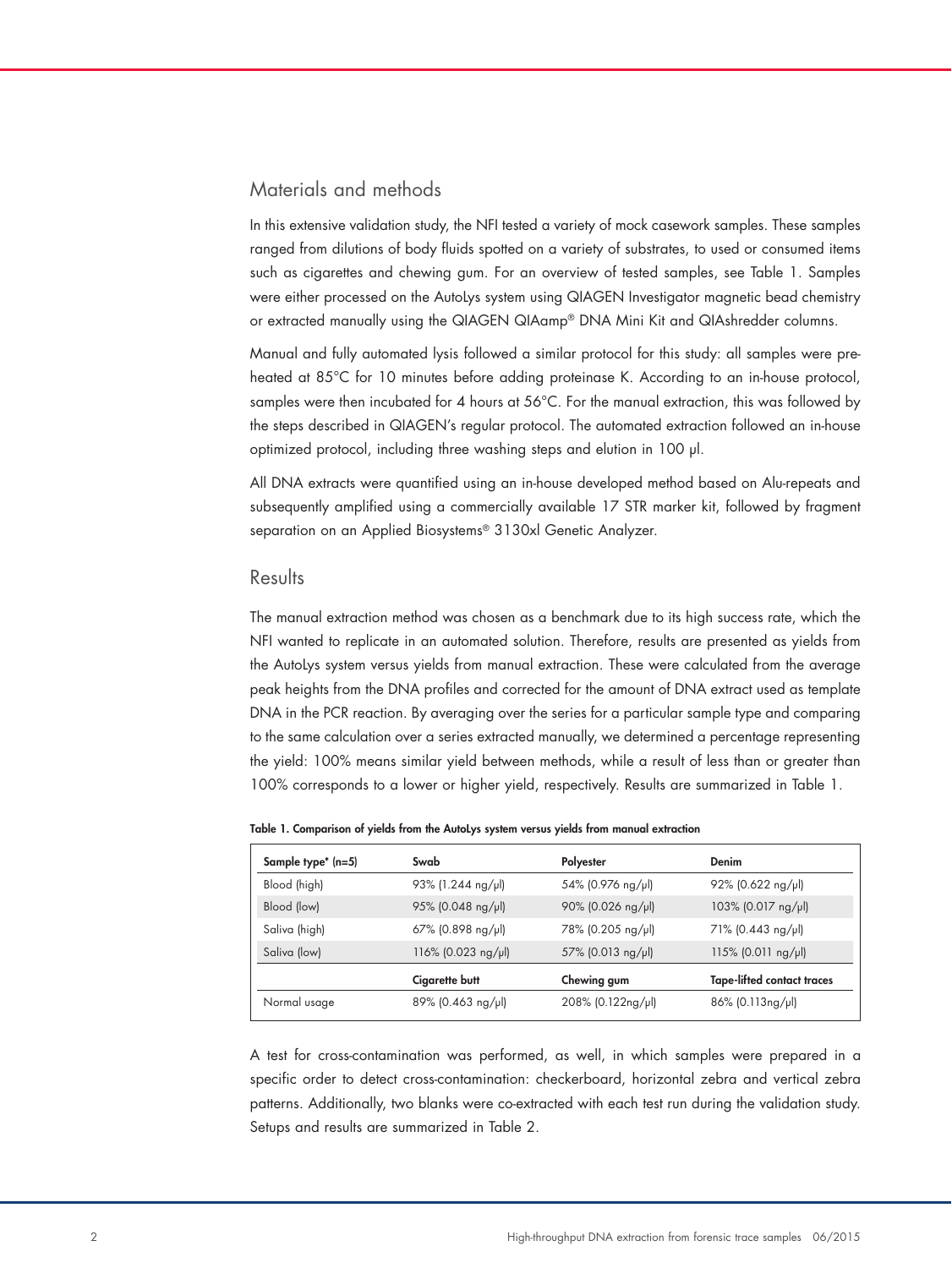## Materials and methods

In this extensive validation study, the NFI tested a variety of mock casework samples. These samples ranged from dilutions of body fluids spotted on a variety of substrates, to used or consumed items such as cigarettes and chewing gum. For an overview of tested samples, see Table 1. Samples were either processed on the AutoLys system using QIAGEN Investigator magnetic bead chemistry or extracted manually using the QIAGEN QIAamp® DNA Mini Kit and QIAshredder columns.

Manual and fully automated lysis followed a similar protocol for this study: all samples were pre-heated at 85°C for 10 minutes before adding proteinase K. According to an in-house protocol, samples were then incubated for 4 hours at 56°C. For the manual extraction, this was followed by the steps described in QIAGEN's regular protocol. The automated extraction followed an in-house optimized protocol, including three washing steps and elution in 100 µl.

All DNA extracts were quantified using an in-house developed method based on Alu-repeats and subsequently amplified using a commercially available 17 STR marker kit, followed by fragment separation on an Applied Biosystems® 3130xl Genetic Analyzer.

## Results

The manual extraction method was chosen as a benchmark due to its high success rate, which the NFI wanted to replicate in an automated solution. Therefore, results are presented as yields from the AutoLys system versus yields from manual extraction. These were calculated from the average peak heights from the DNA profiles and corrected for the amount of DNA extract used as template DNA in the PCR reaction. By averaging over the series for a particular sample type and comparing to the same calculation over a series extracted manually, we determined a percentage representing the yield: 100% means similar yield between methods, while a result of less than or greater than 100% corresponds to a lower or higher yield, respectively. Results are summarized in Table 1.

**Table 1. Comparison of yields from the AutoLys system versus yields from manual extraction**

| Sample type* (n=5) | Swab | Polyester | Denim |
|---|---|---|---|
| Blood (high) | 93% (1.244 ng/µl) | 54% (0.976 ng/µl) | 92% (0.622 ng/µl) |
| Blood (low) | 95% (0.048 ng/µl) | 90% (0.026 ng/µl) | 103% (0.017 ng/µl) |
| Saliva (high) | 67% (0.898 ng/µl) | 78% (0.205 ng/µl) | 71% (0.443 ng/µl) |
| Saliva (low) | 116% (0.023 ng/µl) | 57% (0.013 ng/µl) | 115% (0.011 ng/µl) |
| | **Cigarette butt** | **Chewing gum** | **Tape-lifted contact traces** |
| Normal usage | 89% (0.463 ng/µl) | 208% (0.122ng/µl) | 86% (0.113ng/µl) |

A test for cross-contamination was performed, as well, in which samples were prepared in a specific order to detect cross-contamination: checkerboard, horizontal zebra and vertical zebra patterns. Additionally, two blanks were co-extracted with each test run during the validation study. Setups and results are summarized in Table 2.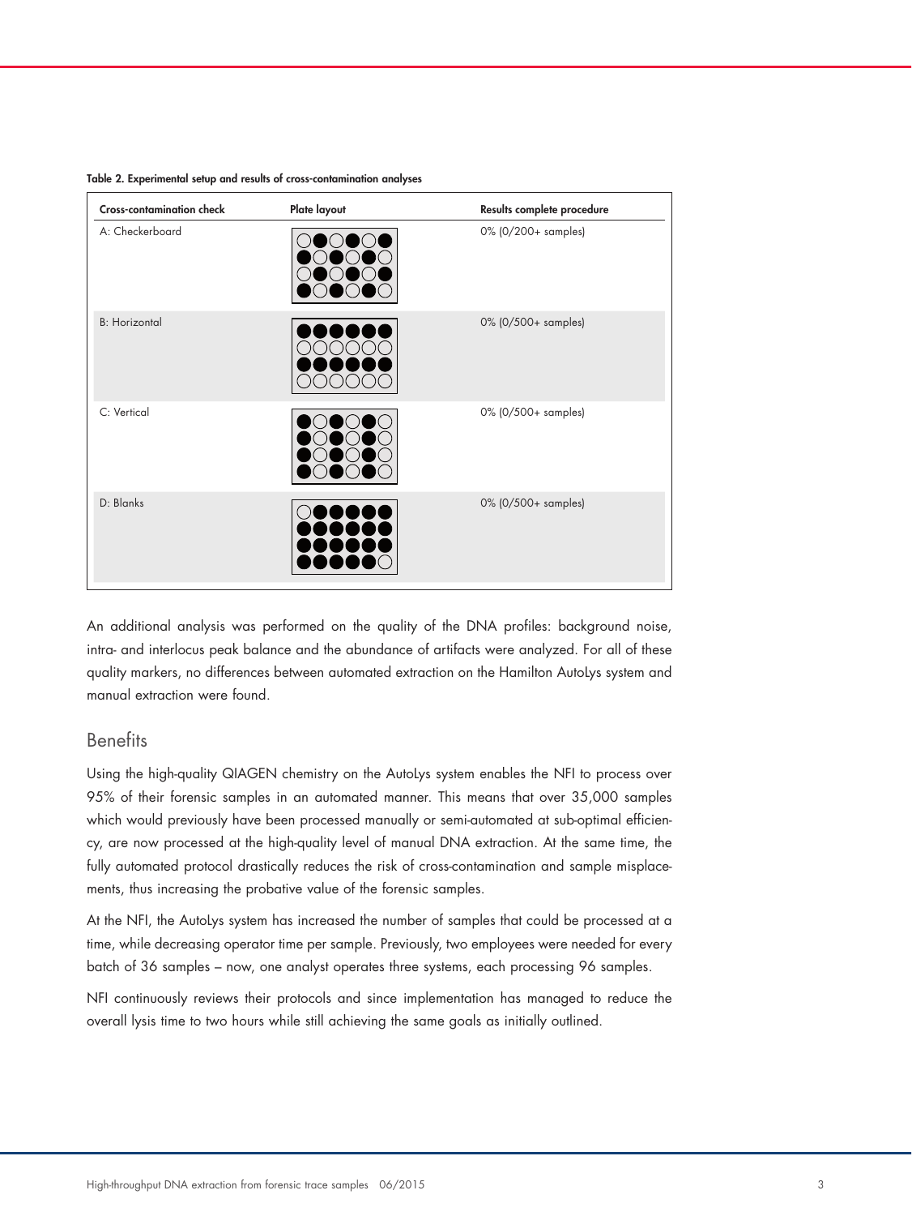**Table 2. Experimental setup and results of cross-contamination analyses**

| Cross-contamination check | Plate layout | Results complete procedure |
| --- | --- | --- |
| A: Checkerboard | | 0% (0/200+ samples) |
| B: Horizontal | | 0% (0/500+ samples) |
| C: Vertical | | 0% (0/500+ samples) |
| D: Blanks | | 0% (0/500+ samples) |

An additional analysis was performed on the quality of the DNA profiles: background noise, intra- and interlocus peak balance and the abundance of artifacts were analyzed. For all of these quality markers, no differences between automated extraction on the Hamilton AutoLys system and manual extraction were found.

## Benefits

Using the high-quality QIAGEN chemistry on the AutoLys system enables the NFI to process over 95% of their forensic samples in an automated manner. This means that over 35,000 samples which would previously have been processed manually or semi-automated at sub-optimal efficiency, are now processed at the high-quality level of manual DNA extraction. At the same time, the fully automated protocol drastically reduces the risk of cross-contamination and sample misplacements, thus increasing the probative value of the forensic samples.

At the NFI, the AutoLys system has increased the number of samples that could be processed at a time, while decreasing operator time per sample. Previously, two employees were needed for every batch of 36 samples – now, one analyst operates three systems, each processing 96 samples.

NFI continuously reviews their protocols and since implementation has managed to reduce the overall lysis time to two hours while still achieving the same goals as initially outlined.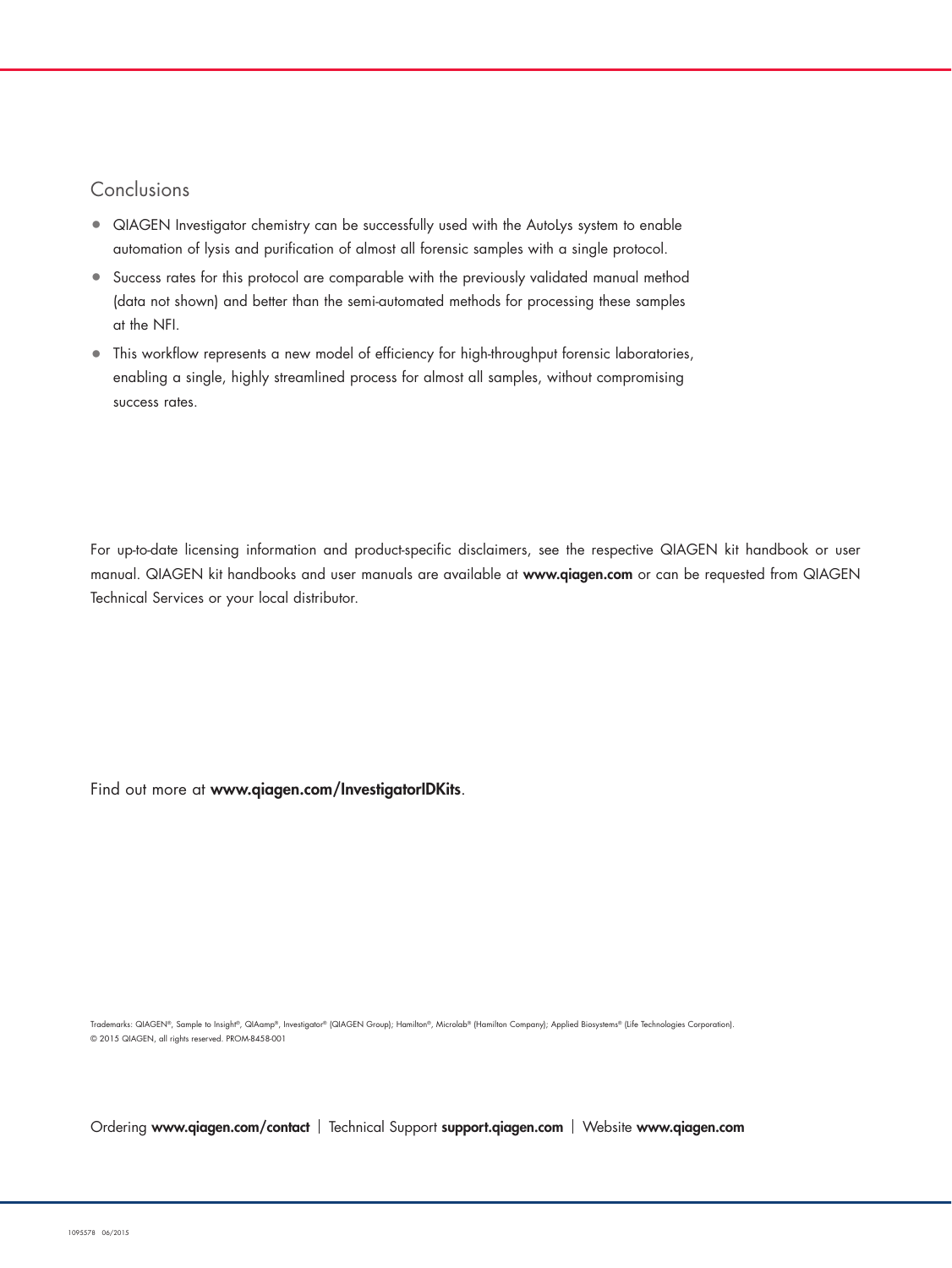## Conclusions

- QIAGEN Investigator chemistry can be successfully used with the AutoLys system to enable automation of lysis and purification of almost all forensic samples with a single protocol.
- Success rates for this protocol are comparable with the previously validated manual method (data not shown) and better than the semi-automated methods for processing these samples at the NFI.
- This workflow represents a new model of efficiency for high-throughput forensic laboratories, enabling a single, highly streamlined process for almost all samples, without compromising success rates.

For up-to-date licensing information and product-specific disclaimers, see the respective QIAGEN kit handbook or user manual. QIAGEN kit handbooks and user manuals are available at **www.qiagen.com** or can be requested from QIAGEN Technical Services or your local distributor.

Find out more at **www.qiagen.com/InvestigatorIDKits**.

Trademarks: QIAGEN®, Sample to Insight®, QIAamp®, Investigator® (QIAGEN Group); Hamilton®, Microlab® (Hamilton Company); Applied Biosystems® (Life Technologies Corporation).
© 2015 QIAGEN, all rights reserved. PROM-8458-001

Ordering **www.qiagen.com/contact** | Technical Support **support.qiagen.com** | Website **www.qiagen.com**

1095578 06/2015